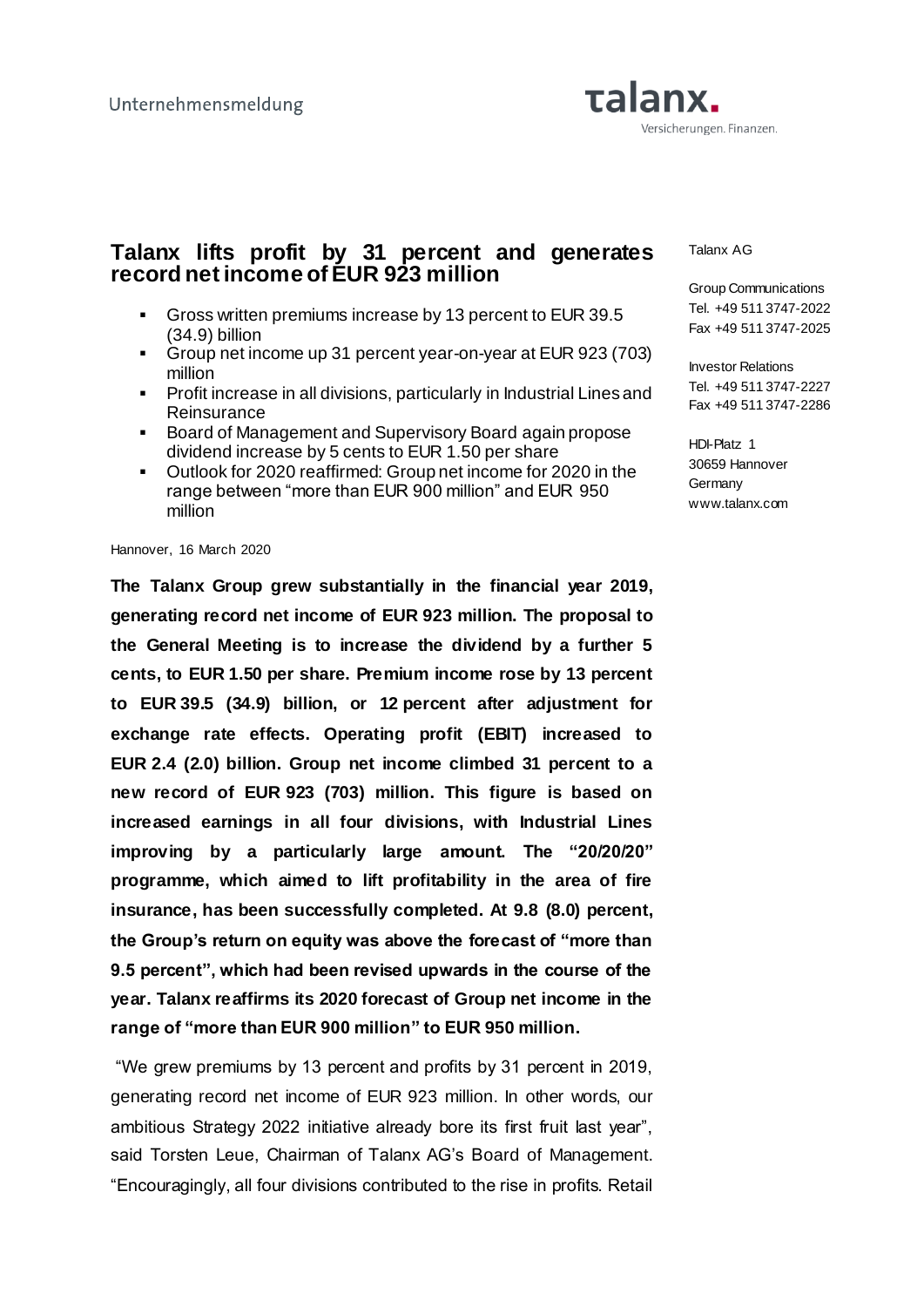Unternehmensmeldung

# Talanx lifts profit by 31 percent and generates record net income of EUR 923 million

- Gross written premiums increase by 13 percent to EUR 39.5 (34.9) billion
- Group net income up 31 percent year-on-year at EUR 923 (703) million
- Profit increase in all divisions, particularly in Industrial Lines and Reinsurance
- Board of Management and Supervisory Board again propose dividend increase by 5 cents to EUR 1.50 per share
- Outlook for 2020 reaffirmed: Group net income for 2020 in the range between "more than EUR 900 million" and EUR 950 million

Talanx AG

Group Communications
Tel. +49 511 3747-2022
Fax +49 511 3747-2025

Investor Relations
Tel. +49 511 3747-2227
Fax +49 511 3747-2286

HDI-Platz 1
30659 Hannover
Germany
www.talanx.com

Hannover, 16 March 2020

**The Talanx Group grew substantially in the financial year 2019, generating record net income of EUR 923 million. The proposal to the General Meeting is to increase the dividend by a further 5 cents, to EUR 1.50 per share. Premium income rose by 13 percent to EUR 39.5 (34.9) billion, or 12 percent after adjustment for exchange rate effects. Operating profit (EBIT) increased to EUR 2.4 (2.0) billion. Group net income climbed 31 percent to a new record of EUR 923 (703) million. This figure is based on increased earnings in all four divisions, with Industrial Lines improving by a particularly large amount. The "20/20/20" programme, which aimed to lift profitability in the area of fire insurance, has been successfully completed. At 9.8 (8.0) percent, the Group's return on equity was above the forecast of "more than 9.5 percent", which had been revised upwards in the course of the year. Talanx reaffirms its 2020 forecast of Group net income in the range of "more than EUR 900 million" to EUR 950 million.**

"We grew premiums by 13 percent and profits by 31 percent in 2019, generating record net income of EUR 923 million. In other words, our ambitious Strategy 2022 initiative already bore its first fruit last year", said Torsten Leue, Chairman of Talanx AG's Board of Management. "Encouragingly, all four divisions contributed to the rise in profits. Retail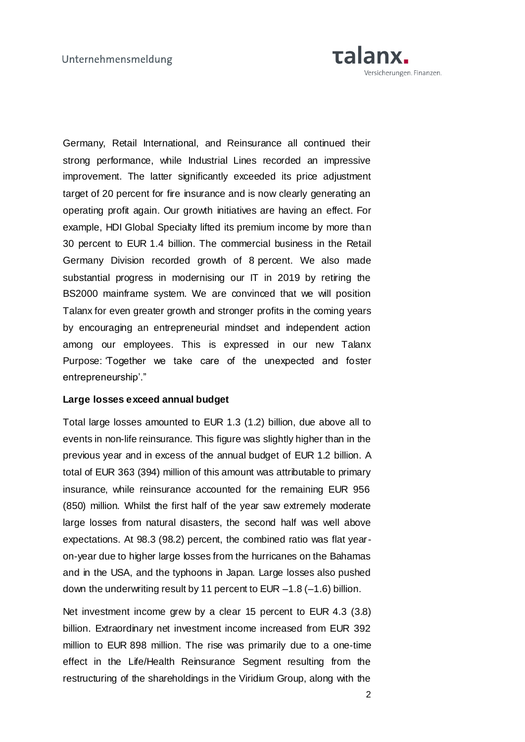Germany, Retail International, and Reinsurance all continued their strong performance, while Industrial Lines recorded an impressive improvement. The latter significantly exceeded its price adjustment target of 20 percent for fire insurance and is now clearly generating an operating profit again. Our growth initiatives are having an effect. For example, HDI Global Specialty lifted its premium income by more than 30 percent to EUR 1.4 billion. The commercial business in the Retail Germany Division recorded growth of 8 percent. We also made substantial progress in modernising our IT in 2019 by retiring the BS2000 mainframe system. We are convinced that we will position Talanx for even greater growth and stronger profits in the coming years by encouraging an entrepreneurial mindset and independent action among our employees. This is expressed in our new Talanx Purpose: 'Together we take care of the unexpected and foster entrepreneurship'."

**Large losses exceed annual budget**

Total large losses amounted to EUR 1.3 (1.2) billion, due above all to events in non-life reinsurance. This figure was slightly higher than in the previous year and in excess of the annual budget of EUR 1.2 billion. A total of EUR 363 (394) million of this amount was attributable to primary insurance, while reinsurance accounted for the remaining EUR 956 (850) million. Whilst the first half of the year saw extremely moderate large losses from natural disasters, the second half was well above expectations. At 98.3 (98.2) percent, the combined ratio was flat year-on-year due to higher large losses from the hurricanes on the Bahamas and in the USA, and the typhoons in Japan. Large losses also pushed down the underwriting result by 11 percent to EUR –1.8 (–1.6) billion.

Net investment income grew by a clear 15 percent to EUR 4.3 (3.8) billion. Extraordinary net investment income increased from EUR 392 million to EUR 898 million. The rise was primarily due to a one-time effect in the Life/Health Reinsurance Segment resulting from the restructuring of the shareholdings in the Viridium Group, along with the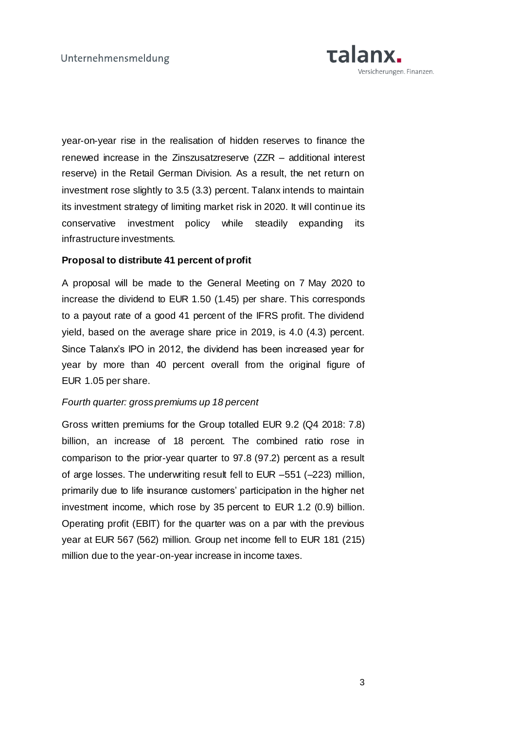year-on-year rise in the realisation of hidden reserves to finance the renewed increase in the Zinszusatzreserve (ZZR – additional interest reserve) in the Retail German Division. As a result, the net return on investment rose slightly to 3.5 (3.3) percent. Talanx intends to maintain its investment strategy of limiting market risk in 2020. It will continue its conservative investment policy while steadily expanding its infrastructure investments.

**Proposal to distribute 41 percent of profit**

A proposal will be made to the General Meeting on 7 May 2020 to increase the dividend to EUR 1.50 (1.45) per share. This corresponds to a payout rate of a good 41 percent of the IFRS profit. The dividend yield, based on the average share price in 2019, is 4.0 (4.3) percent. Since Talanx's IPO in 2012, the dividend has been increased year for year by more than 40 percent overall from the original figure of EUR 1.05 per share.

*Fourth quarter: gross premiums up 18 percent*

Gross written premiums for the Group totalled EUR 9.2 (Q4 2018: 7.8) billion, an increase of 18 percent. The combined ratio rose in comparison to the prior-year quarter to 97.8 (97.2) percent as a result of arge losses. The underwriting result fell to EUR –551 (–223) million, primarily due to life insurance customers' participation in the higher net investment income, which rose by 35 percent to EUR 1.2 (0.9) billion. Operating profit (EBIT) for the quarter was on a par with the previous year at EUR 567 (562) million. Group net income fell to EUR 181 (215) million due to the year-on-year increase in income taxes.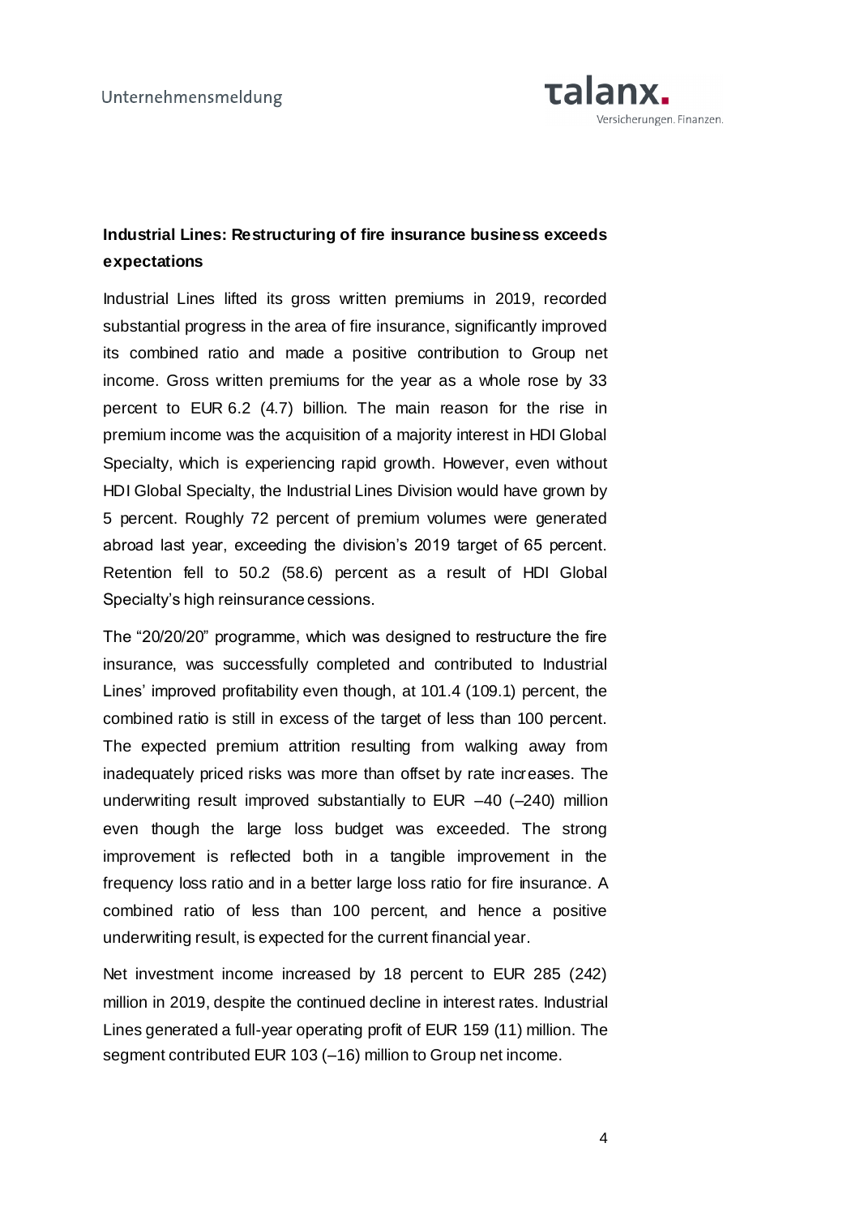**Industrial Lines: Restructuring of fire insurance business exceeds expectations**

Industrial Lines lifted its gross written premiums in 2019, recorded substantial progress in the area of fire insurance, significantly improved its combined ratio and made a positive contribution to Group net income. Gross written premiums for the year as a whole rose by 33 percent to EUR 6.2 (4.7) billion. The main reason for the rise in premium income was the acquisition of a majority interest in HDI Global Specialty, which is experiencing rapid growth. However, even without HDI Global Specialty, the Industrial Lines Division would have grown by 5 percent. Roughly 72 percent of premium volumes were generated abroad last year, exceeding the division's 2019 target of 65 percent. Retention fell to 50.2 (58.6) percent as a result of HDI Global Specialty's high reinsurance cessions.

The "20/20/20" programme, which was designed to restructure the fire insurance, was successfully completed and contributed to Industrial Lines' improved profitability even though, at 101.4 (109.1) percent, the combined ratio is still in excess of the target of less than 100 percent. The expected premium attrition resulting from walking away from inadequately priced risks was more than offset by rate increases. The underwriting result improved substantially to EUR –40 (–240) million even though the large loss budget was exceeded. The strong improvement is reflected both in a tangible improvement in the frequency loss ratio and in a better large loss ratio for fire insurance. A combined ratio of less than 100 percent, and hence a positive underwriting result, is expected for the current financial year.

Net investment income increased by 18 percent to EUR 285 (242) million in 2019, despite the continued decline in interest rates. Industrial Lines generated a full-year operating profit of EUR 159 (11) million. The segment contributed EUR 103 (–16) million to Group net income.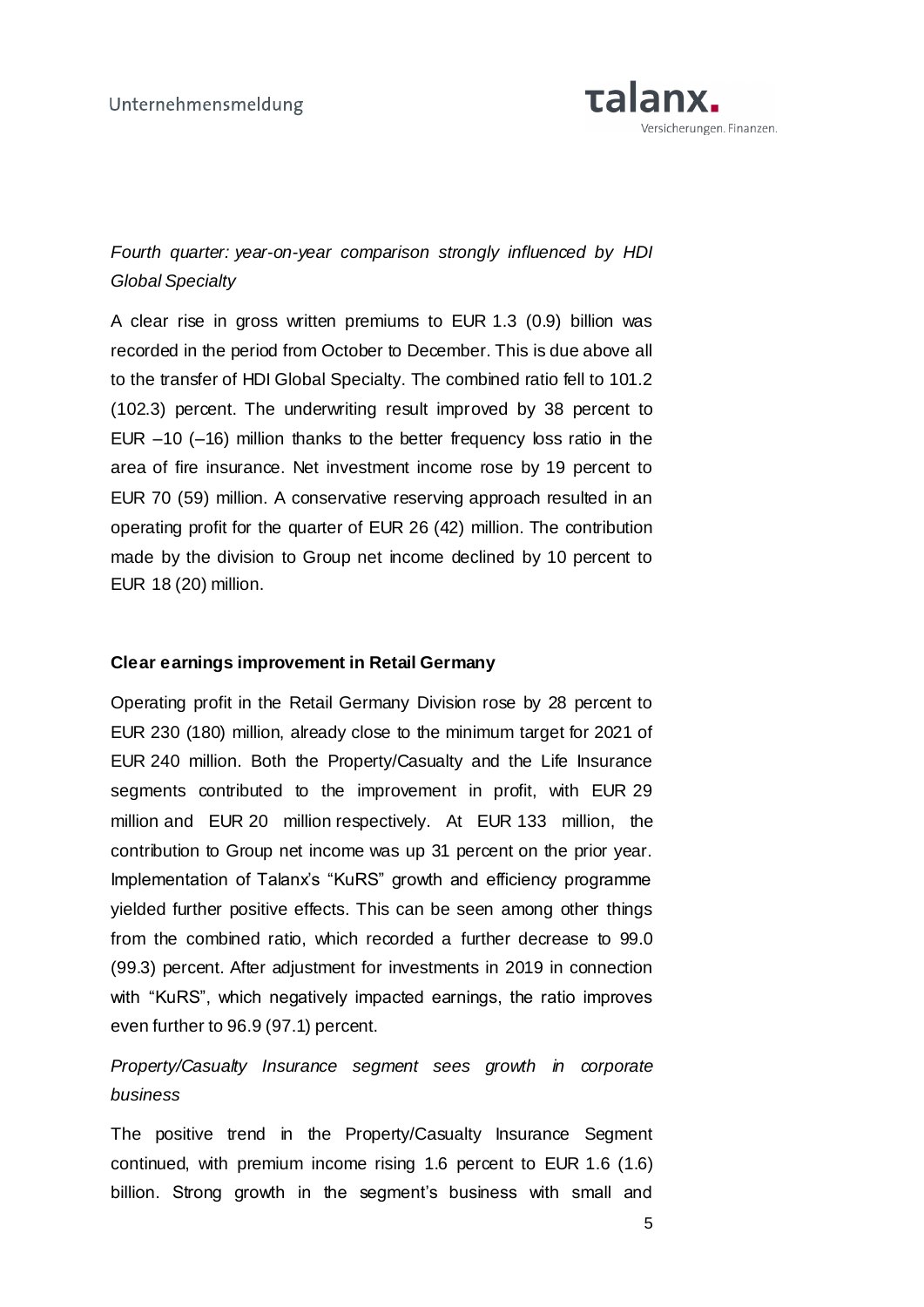*Fourth quarter: year-on-year comparison strongly influenced by HDI Global Specialty*

A clear rise in gross written premiums to EUR 1.3 (0.9) billion was recorded in the period from October to December. This is due above all to the transfer of HDI Global Specialty. The combined ratio fell to 101.2 (102.3) percent. The underwriting result improved by 38 percent to EUR –10 (–16) million thanks to the better frequency loss ratio in the area of fire insurance. Net investment income rose by 19 percent to EUR 70 (59) million. A conservative reserving approach resulted in an operating profit for the quarter of EUR 26 (42) million. The contribution made by the division to Group net income declined by 10 percent to EUR 18 (20) million.

**Clear earnings improvement in Retail Germany**

Operating profit in the Retail Germany Division rose by 28 percent to EUR 230 (180) million, already close to the minimum target for 2021 of EUR 240 million. Both the Property/Casualty and the Life Insurance segments contributed to the improvement in profit, with EUR 29 million and EUR 20 million respectively. At EUR 133 million, the contribution to Group net income was up 31 percent on the prior year. Implementation of Talanx's "KuRS" growth and efficiency programme yielded further positive effects. This can be seen among other things from the combined ratio, which recorded a further decrease to 99.0 (99.3) percent. After adjustment for investments in 2019 in connection with "KuRS", which negatively impacted earnings, the ratio improves even further to 96.9 (97.1) percent.

*Property/Casualty Insurance segment sees growth in corporate business*

The positive trend in the Property/Casualty Insurance Segment continued, with premium income rising 1.6 percent to EUR 1.6 (1.6) billion. Strong growth in the segment's business with small and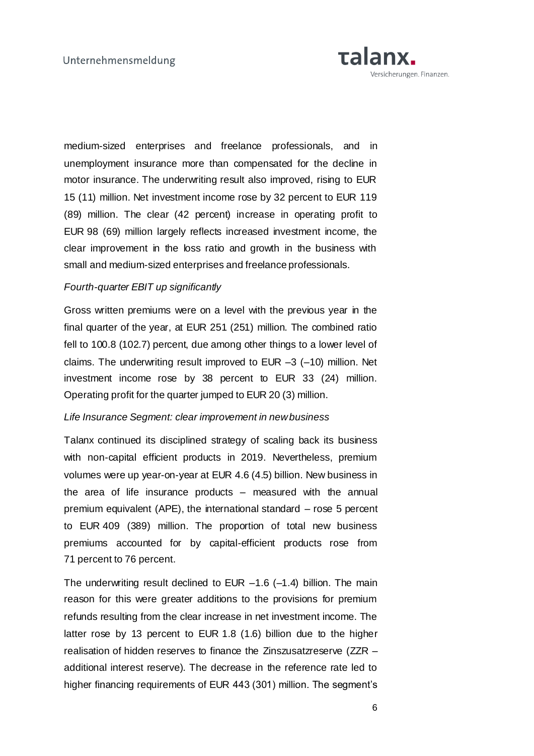medium-sized enterprises and freelance professionals, and in unemployment insurance more than compensated for the decline in motor insurance. The underwriting result also improved, rising to EUR 15 (11) million. Net investment income rose by 32 percent to EUR 119 (89) million. The clear (42 percent) increase in operating profit to EUR 98 (69) million largely reflects increased investment income, the clear improvement in the loss ratio and growth in the business with small and medium-sized enterprises and freelance professionals.

*Fourth-quarter EBIT up significantly*

Gross written premiums were on a level with the previous year in the final quarter of the year, at EUR 251 (251) million. The combined ratio fell to 100.8 (102.7) percent, due among other things to a lower level of claims. The underwriting result improved to EUR –3 (–10) million. Net investment income rose by 38 percent to EUR 33 (24) million. Operating profit for the quarter jumped to EUR 20 (3) million.

*Life Insurance Segment: clear improvement in new business*

Talanx continued its disciplined strategy of scaling back its business with non-capital efficient products in 2019. Nevertheless, premium volumes were up year-on-year at EUR 4.6 (4.5) billion. New business in the area of life insurance products – measured with the annual premium equivalent (APE), the international standard – rose 5 percent to EUR 409 (389) million. The proportion of total new business premiums accounted for by capital-efficient products rose from 71 percent to 76 percent.

The underwriting result declined to EUR –1.6 (–1.4) billion. The main reason for this were greater additions to the provisions for premium refunds resulting from the clear increase in net investment income. The latter rose by 13 percent to EUR 1.8 (1.6) billion due to the higher realisation of hidden reserves to finance the Zinszusatzreserve (ZZR – additional interest reserve). The decrease in the reference rate led to higher financing requirements of EUR 443 (301) million. The segment's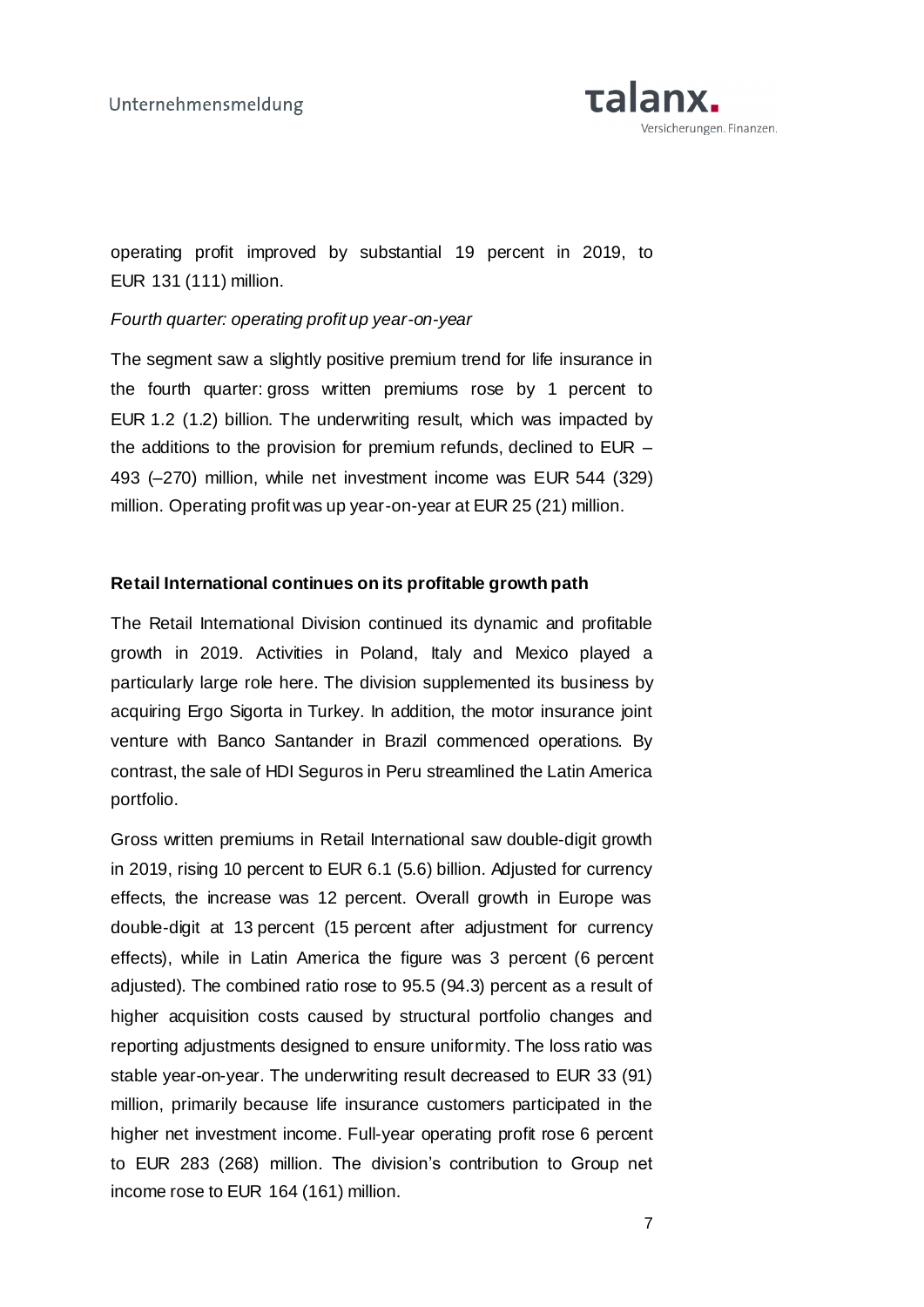operating profit improved by substantial 19 percent in 2019, to EUR 131 (111) million.

*Fourth quarter: operating profit up year-on-year*

The segment saw a slightly positive premium trend for life insurance in the fourth quarter: gross written premiums rose by 1 percent to EUR 1.2 (1.2) billion. The underwriting result, which was impacted by the additions to the provision for premium refunds, declined to EUR –493 (–270) million, while net investment income was EUR 544 (329) million. Operating profit was up year-on-year at EUR 25 (21) million.

**Retail International continues on its profitable growth path**

The Retail International Division continued its dynamic and profitable growth in 2019. Activities in Poland, Italy and Mexico played a particularly large role here. The division supplemented its business by acquiring Ergo Sigorta in Turkey. In addition, the motor insurance joint venture with Banco Santander in Brazil commenced operations. By contrast, the sale of HDI Seguros in Peru streamlined the Latin America portfolio.

Gross written premiums in Retail International saw double-digit growth in 2019, rising 10 percent to EUR 6.1 (5.6) billion. Adjusted for currency effects, the increase was 12 percent. Overall growth in Europe was double-digit at 13 percent (15 percent after adjustment for currency effects), while in Latin America the figure was 3 percent (6 percent adjusted). The combined ratio rose to 95.5 (94.3) percent as a result of higher acquisition costs caused by structural portfolio changes and reporting adjustments designed to ensure uniformity. The loss ratio was stable year-on-year. The underwriting result decreased to EUR 33 (91) million, primarily because life insurance customers participated in the higher net investment income. Full-year operating profit rose 6 percent to EUR 283 (268) million. The division's contribution to Group net income rose to EUR 164 (161) million.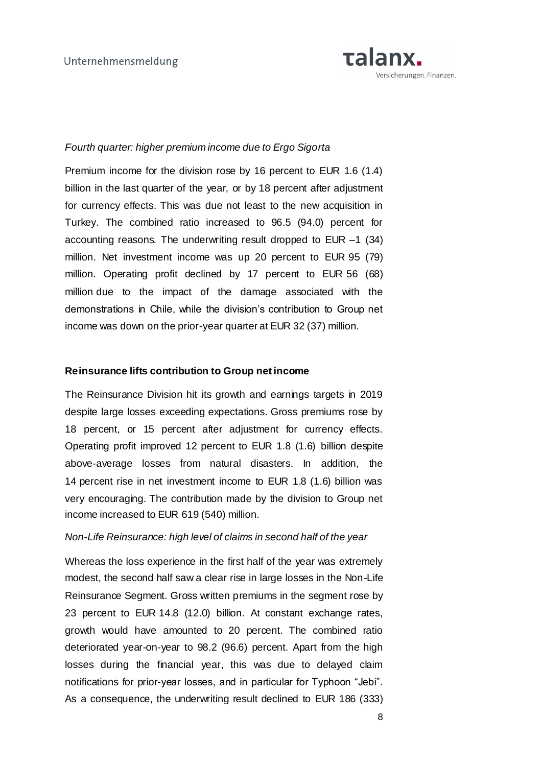*Fourth quarter: higher premium income due to Ergo Sigorta*

Premium income for the division rose by 16 percent to EUR 1.6 (1.4) billion in the last quarter of the year, or by 18 percent after adjustment for currency effects. This was due not least to the new acquisition in Turkey. The combined ratio increased to 96.5 (94.0) percent for accounting reasons. The underwriting result dropped to EUR –1 (34) million. Net investment income was up 20 percent to EUR 95 (79) million. Operating profit declined by 17 percent to EUR 56 (68) million due to the impact of the damage associated with the demonstrations in Chile, while the division's contribution to Group net income was down on the prior-year quarter at EUR 32 (37) million.

**Reinsurance lifts contribution to Group net income**

The Reinsurance Division hit its growth and earnings targets in 2019 despite large losses exceeding expectations. Gross premiums rose by 18 percent, or 15 percent after adjustment for currency effects. Operating profit improved 12 percent to EUR 1.8 (1.6) billion despite above-average losses from natural disasters. In addition, the 14 percent rise in net investment income to EUR 1.8 (1.6) billion was very encouraging. The contribution made by the division to Group net income increased to EUR 619 (540) million.

*Non-Life Reinsurance: high level of claims in second half of the year*

Whereas the loss experience in the first half of the year was extremely modest, the second half saw a clear rise in large losses in the Non-Life Reinsurance Segment. Gross written premiums in the segment rose by 23 percent to EUR 14.8 (12.0) billion. At constant exchange rates, growth would have amounted to 20 percent. The combined ratio deteriorated year-on-year to 98.2 (96.6) percent. Apart from the high losses during the financial year, this was due to delayed claim notifications for prior-year losses, and in particular for Typhoon "Jebi". As a consequence, the underwriting result declined to EUR 186 (333)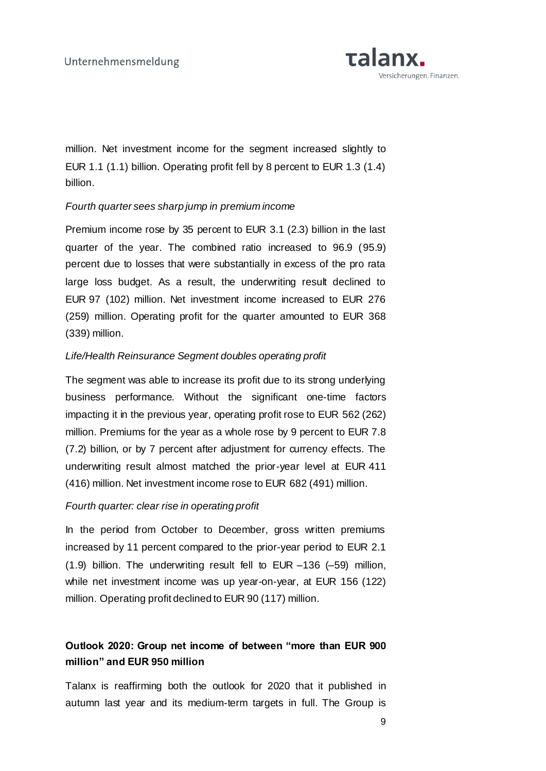million. Net investment income for the segment increased slightly to EUR 1.1 (1.1) billion. Operating profit fell by 8 percent to EUR 1.3 (1.4) billion.

*Fourth quarter sees sharp jump in premium income*

Premium income rose by 35 percent to EUR 3.1 (2.3) billion in the last quarter of the year. The combined ratio increased to 96.9 (95.9) percent due to losses that were substantially in excess of the pro rata large loss budget. As a result, the underwriting result declined to EUR 97 (102) million. Net investment income increased to EUR 276 (259) million. Operating profit for the quarter amounted to EUR 368 (339) million.

*Life/Health Reinsurance Segment doubles operating profit*

The segment was able to increase its profit due to its strong underlying business performance. Without the significant one-time factors impacting it in the previous year, operating profit rose to EUR 562 (262) million. Premiums for the year as a whole rose by 9 percent to EUR 7.8 (7.2) billion, or by 7 percent after adjustment for currency effects. The underwriting result almost matched the prior-year level at EUR 411 (416) million. Net investment income rose to EUR 682 (491) million.

*Fourth quarter: clear rise in operating profit*

In the period from October to December, gross written premiums increased by 11 percent compared to the prior-year period to EUR 2.1 (1.9) billion. The underwriting result fell to EUR –136 (–59) million, while net investment income was up year-on-year, at EUR 156 (122) million. Operating profit declined to EUR 90 (117) million.

**Outlook 2020: Group net income of between "more than EUR 900 million" and EUR 950 million**

Talanx is reaffirming both the outlook for 2020 that it published in autumn last year and its medium-term targets in full. The Group is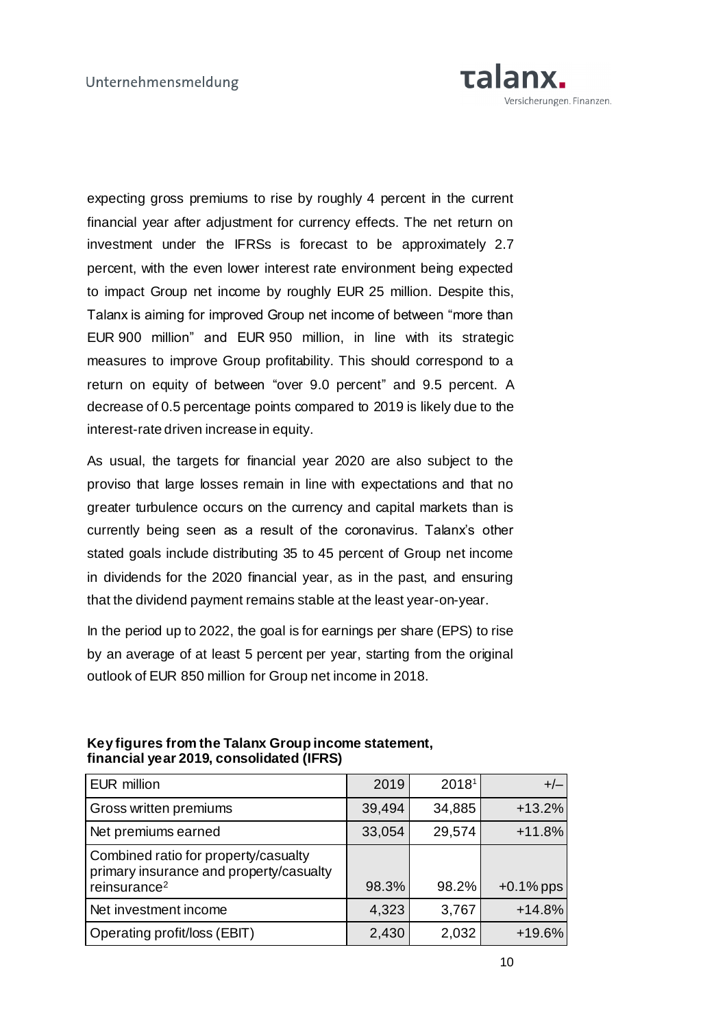expecting gross premiums to rise by roughly 4 percent in the current financial year after adjustment for currency effects. The net return on investment under the IFRSs is forecast to be approximately 2.7 percent, with the even lower interest rate environment being expected to impact Group net income by roughly EUR 25 million. Despite this, Talanx is aiming for improved Group net income of between "more than EUR 900 million" and EUR 950 million, in line with its strategic measures to improve Group profitability. This should correspond to a return on equity of between "over 9.0 percent" and 9.5 percent. A decrease of 0.5 percentage points compared to 2019 is likely due to the interest-rate driven increase in equity.

As usual, the targets for financial year 2020 are also subject to the proviso that large losses remain in line with expectations and that no greater turbulence occurs on the currency and capital markets than is currently being seen as a result of the coronavirus. Talanx's other stated goals include distributing 35 to 45 percent of Group net income in dividends for the 2020 financial year, as in the past, and ensuring that the dividend payment remains stable at the least year-on-year.

In the period up to 2022, the goal is for earnings per share (EPS) to rise by an average of at least 5 percent per year, starting from the original outlook of EUR 850 million for Group net income in 2018.

**Key figures from the Talanx Group income statement, financial year 2019, consolidated (IFRS)**

| EUR million | 2019 | 2018[1] | +/– |
|---|---|---|---|
| Gross written premiums | 39,494 | 34,885 | +13.2% |
| Net premiums earned | 33,054 | 29,574 | +11.8% |
| Combined ratio for property/casualty primary insurance and property/casualty reinsurance[2] | 98.3% | 98.2% | +0.1% pps |
| Net investment income | 4,323 | 3,767 | +14.8% |
| Operating profit/loss (EBIT) | 2,430 | 2,032 | +19.6% |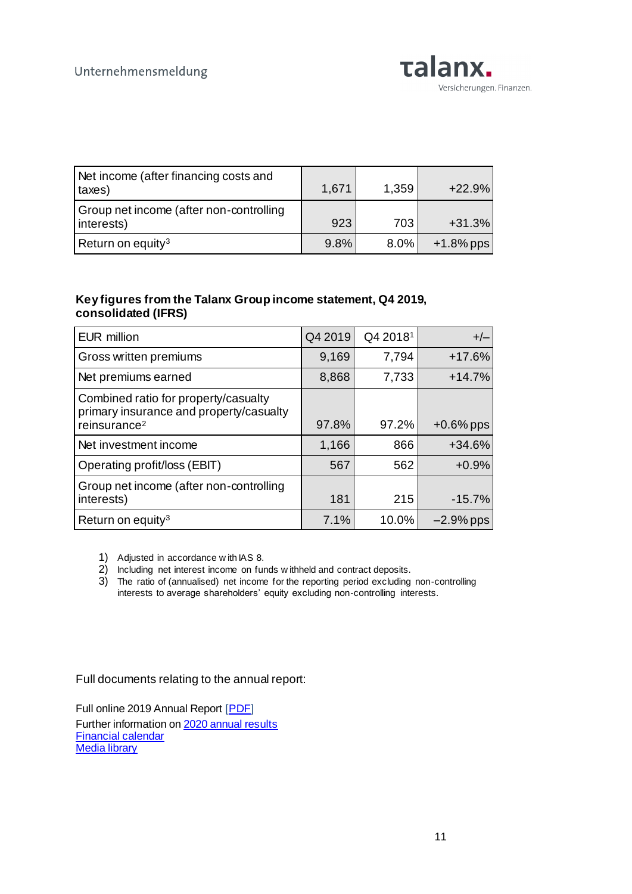| | | | |
|---|---|---|---|
| Net income (after financing costs and taxes) | 1,671 | 1,359 | +22.9% |
| Group net income (after non-controlling interests) | 923 | 703 | +31.3% |
| Return on equity[3] | 9.8% | 8.0% | +1.8% pps |

**Key figures from the Talanx Group income statement, Q4 2019, consolidated (IFRS)**

| EUR million | Q4 2019 | Q4 2018[1] | +/– |
|---|---|---|---|
| Gross written premiums | 9,169 | 7,794 | +17.6% |
| Net premiums earned | 8,868 | 7,733 | +14.7% |
| Combined ratio for property/casualty primary insurance and property/casualty reinsurance[2] | 97.8% | 97.2% | +0.6% pps |
| Net investment income | 1,166 | 866 | +34.6% |
| Operating profit/loss (EBIT) | 567 | 562 | +0.9% |
| Group net income (after non-controlling interests) | 181 | 215 | -15.7% |
| Return on equity[3] | 7.1% | 10.0% | –2.9% pps |

1) Adjusted in accordance with IAS 8.
2) Including net interest income on funds withheld and contract deposits.
3) The ratio of (annualised) net income for the reporting period excluding non-controlling interests to average shareholders' equity excluding non-controlling interests.

Full documents relating to the annual report:

Full online 2019 Annual Report [PDF]
Further information on 2020 annual results
Financial calendar
Media library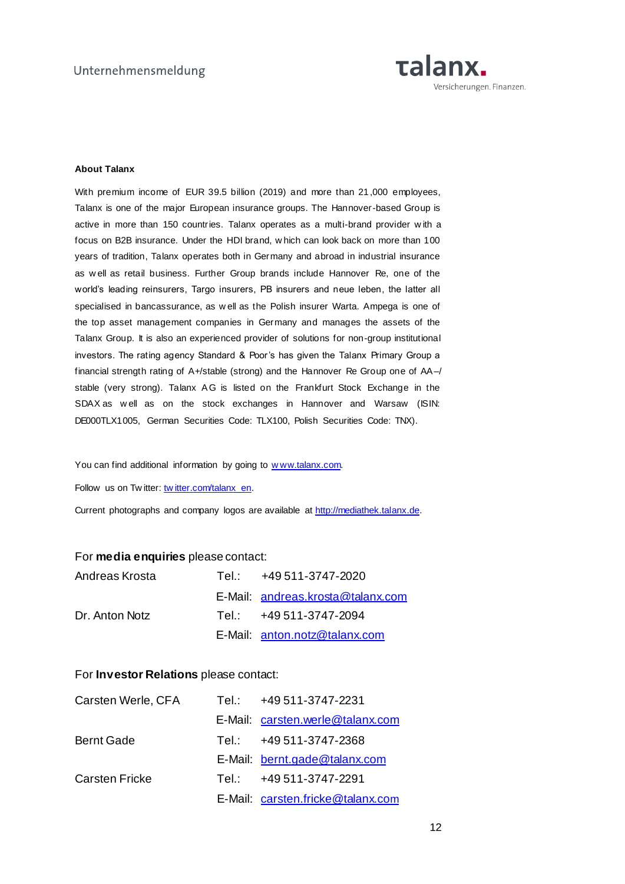**About Talanx**

With premium income of EUR 39.5 billion (2019) and more than 21,000 employees, Talanx is one of the major European insurance groups. The Hannover-based Group is active in more than 150 countries. Talanx operates as a multi-brand provider with a focus on B2B insurance. Under the HDI brand, which can look back on more than 100 years of tradition, Talanx operates both in Germany and abroad in industrial insurance as well as retail business. Further Group brands include Hannover Re, one of the world's leading reinsurers, Targo insurers, PB insurers and neue leben, the latter all specialised in bancassurance, as well as the Polish insurer Warta. Ampega is one of the top asset management companies in Germany and manages the assets of the Talanx Group. It is also an experienced provider of solutions for non-group institutional investors. The rating agency Standard & Poor's has given the Talanx Primary Group a financial strength rating of A+/stable (strong) and the Hannover Re Group one of AA–/stable (very strong). Talanx AG is listed on the Frankfurt Stock Exchange in the SDAX as well as on the stock exchanges in Hannover and Warsaw (ISIN: DE000TLX1005, German Securities Code: TLX100, Polish Securities Code: TNX).

You can find additional information by going to www.talanx.com.

Follow us on Twitter: twitter.com/talanx_en.

Current photographs and company logos are available at http://mediathek.talanx.de.

For **media enquiries** please contact:

| | | |
|---|---|---|
| Andreas Krosta | Tel.: | +49 511-3747-2020 |
| | E-Mail: | andreas.krosta@talanx.com |
| Dr. Anton Notz | Tel.: | +49 511-3747-2094 |
| | E-Mail: | anton.notz@talanx.com |

For **Investor Relations** please contact:

| | | |
|---|---|---|
| Carsten Werle, CFA | Tel.: | +49 511-3747-2231 |
| | E-Mail: | carsten.werle@talanx.com |
| Bernt Gade | Tel.: | +49 511-3747-2368 |
| | E-Mail: | bernt.gade@talanx.com |
| Carsten Fricke | Tel.: | +49 511-3747-2291 |
| | E-Mail: | carsten.fricke@talanx.com |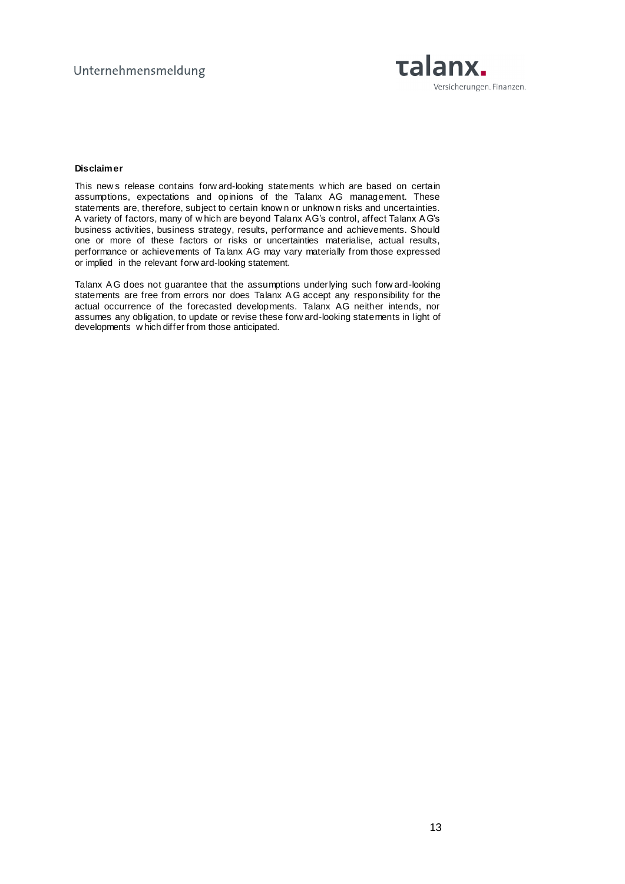**Disclaimer**

This news release contains forward-looking statements which are based on certain assumptions, expectations and opinions of the Talanx AG management. These statements are, therefore, subject to certain known or unknown risks and uncertainties. A variety of factors, many of which are beyond Talanx AG's control, affect Talanx AG's business activities, business strategy, results, performance and achievements. Should one or more of these factors or risks or uncertainties materialise, actual results, performance or achievements of Talanx AG may vary materially from those expressed or implied in the relevant forward-looking statement.

Talanx AG does not guarantee that the assumptions underlying such forward-looking statements are free from errors nor does Talanx AG accept any responsibility for the actual occurrence of the forecasted developments. Talanx AG neither intends, nor assumes any obligation, to update or revise these forward-looking statements in light of developments which differ from those anticipated.